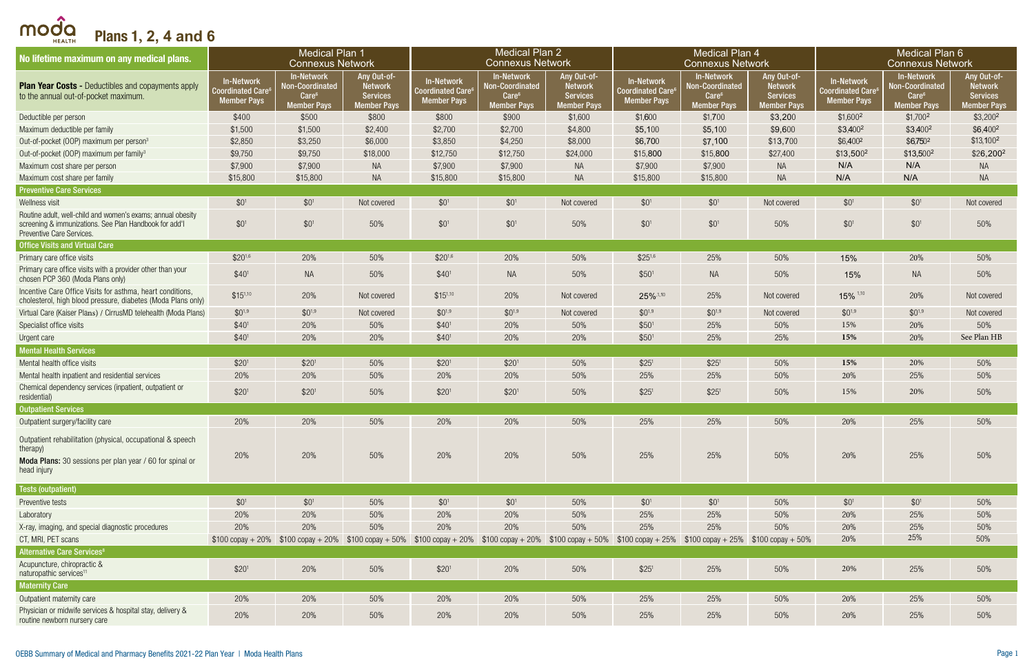# Plans 1, 2, 4 and 6

| No lifetime maximum on any medical plans. | Medical Plan 1 Connexus Network | | | Medical Plan 2 Connexus Network | | | Medical Plan 4 Connexus Network | | | Medical Plan 6 Connexus Network | | |
|---|---|---|---|---|---|---|---|---|---|---|---|---|
| **Plan Year Costs -** Deductibles and copayments apply to the annual out-of-pocket maximum. | In-Network Coordinated Care[6] Member Pays | In-Network Non-Coordinated Care[6] Member Pays | Any Out-of-Network Services Member Pays | In-Network Coordinated Care[6] Member Pays | In-Network Non-Coordinated Care[6] Member Pays | Any Out-of-Network Services Member Pays | In-Network Coordinated Care[6] Member Pays | In-Network Non-Coordinated Care[6] Member Pays | Any Out-of-Network Services Member Pays | In-Network Coordinated Care[6] Member Pays | In-Network Non-Coordinated Care[6] Member Pays | Any Out-of-Network Services Member Pays |
| Deductible per person | $400 | $500 | $800 | $800 | $900 | $1,600 | $1,600 | $1,700 | $3,200 | $1,600[2] | $1,700[2] | $3,200[2] |
| Maximum deductible per family | $1,500 | $1,500 | $2,400 | $2,700 | $2,700 | $4,800 | $5,100 | $5,100 | $9,600 | $3,400[2] | $3,400[2] | $6,400[2] |
| Out-of-pocket (OOP) maximum per person[3] | $2,850 | $3,250 | $6,000 | $3,850 | $4,250 | $8,000 | $6,700 | $7,100 | $13,700 | $6,400[2] | $6,750[2] | $13,100[2] |
| Out-of-pocket (OOP) maximum per family[3] | $9,750 | $9,750 | $18,000 | $12,750 | $12,750 | $24,000 | $15,800 | $15,800 | $27,400 | $13,500[2] | $13,500[2] | $26,200[2] |
| Maximum cost share per person | $7,900 | $7,900 | NA | $7,900 | $7,900 | NA | $7,900 | $7,900 | NA | N/A | N/A | NA |
| Maximum cost share per family | $15,800 | $15,800 | NA | $15,800 | $15,800 | NA | $15,800 | $15,800 | NA | N/A | N/A | NA |
| **Preventive Care Services** | | | | | | | | | | | | |
| Wellness visit | $0[1] | $0[1] | Not covered | $0[1] | $0[1] | Not covered | $0[1] | $0[1] | Not covered | $0[1] | $0[1] | Not covered |
| Routine adult, well-child and women's exams; annual obesity screening & immunizations. See Plan Handbook for add'l Preventive Care Services. | $0[1] | $0[1] | 50% | $0[1] | $0[1] | 50% | $0[1] | $0[1] | 50% | $0[1] | $0[1] | 50% |
| **Office Visits and Virtual Care** | | | | | | | | | | | | |
| Primary care office visits | $20[1,6] | 20% | 50% | $20[1,6] | 20% | 50% | $25[1,6] | 25% | 50% | 15% | 20% | 50% |
| Primary care office visits with a provider other than your chosen PCP 360 (Moda Plans only) | $40[1] | NA | 50% | $40[1] | NA | 50% | $50[1] | NA | 50% | 15% | NA | 50% |
| Incentive Care Office Visits for asthma, heart conditions, cholesterol, high blood pressure, diabetes (Moda Plans only) | $15[1,10] | 20% | Not covered | $15[1,10] | 20% | Not covered | 25%[1,10] | 25% | Not covered | 15%[1,10] | 20% | Not covered |
| Virtual Care (Kaiser Plans) / CirrusMD telehealth (Moda Plans) | $0[1,9] | $0[1,9] | Not covered | $0[1,9] | $0[1,9] | Not covered | $0[1,9] | $0[1,9] | Not covered | $0[1,9] | $0[1,9] | Not covered |
| Specialist office visits | $40[1] | 20% | 50% | $40[1] | 20% | 50% | $50[1] | 25% | 50% | 15% | 20% | 50% |
| Urgent care | $40[1] | 20% | 20% | $40[1] | 20% | 20% | $50[1] | 25% | 25% | 15% | 20% | See Plan HB |
| **Mental Health Services** | | | | | | | | | | | | |
| Mental health office visits | $20[1] | $20[1] | 50% | $20[1] | $20[1] | 50% | $25[1] | $25[1] | 50% | 15% | 20% | 50% |
| Mental health inpatient and residential services | 20% | 20% | 50% | 20% | 20% | 50% | 25% | 25% | 50% | 20% | 25% | 50% |
| Chemical dependency services (inpatient, outpatient or residential) | $20[1] | $20[1] | 50% | $20[1] | $20[1] | 50% | $25[1] | $25[1] | 50% | 15% | 20% | 50% |
| **Outpatient Services** | | | | | | | | | | | | |
| Outpatient surgery/facility care | 20% | 20% | 50% | 20% | 20% | 50% | 25% | 25% | 50% | 20% | 25% | 50% |
| Outpatient rehabilitation (physical, occupational & speech therapy) **Moda Plans:** 30 sessions per plan year / 60 for spinal or head injury | 20% | 20% | 50% | 20% | 20% | 50% | 25% | 25% | 50% | 20% | 25% | 50% |
| **Tests (outpatient)** | | | | | | | | | | | | |
| Preventive tests | $0[1] | $0[1] | 50% | $0[1] | $0[1] | 50% | $0[1] | $0[1] | 50% | $0[1] | $0[1] | 50% |
| Laboratory | 20% | 20% | 50% | 20% | 20% | 50% | 25% | 25% | 50% | 20% | 25% | 50% |
| X-ray, imaging, and special diagnostic procedures | 20% | 20% | 50% | 20% | 20% | 50% | 25% | 25% | 50% | 20% | 25% | 50% |
| CT, MRI, PET scans | $100 copay + 20% | $100 copay + 20% | $100 copay + 50% | $100 copay + 20% | $100 copay + 20% | $100 copay + 50% | $100 copay + 25% | $100 copay + 25% | $100 copay + 50% | 20% | 25% | 50% |
| **Alternative Care Services[8]** | | | | | | | | | | | | |
| Acupuncture, chiropractic & naturopathic services[11] | $20[1] | 20% | 50% | $20[1] | 20% | 50% | $25[1] | 25% | 50% | 20% | 25% | 50% |
| **Maternity Care** | | | | | | | | | | | | |
| Outpatient maternity care | 20% | 20% | 50% | 20% | 20% | 50% | 25% | 25% | 50% | 20% | 25% | 50% |
| Physician or midwife services & hospital stay, delivery & routine newborn nursery care | 20% | 20% | 50% | 20% | 20% | 50% | 25% | 25% | 50% | 20% | 25% | 50% |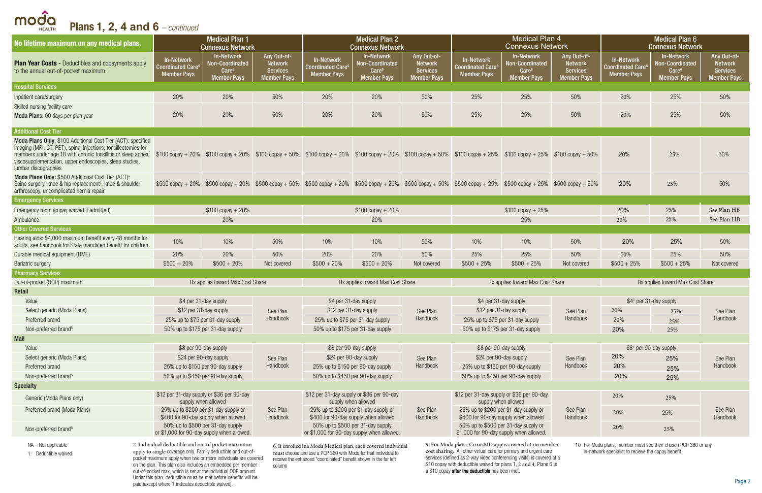# Plans 1, 2, 4 and 6 – *continued*

| No lifetime maximum on any medical plans. | Medical Plan 1 Connexus Network | | | Medical Plan 2 Connexus Network | | | Medical Plan 4 Connexus Network | | | Medical Plan 6 Connexus Network | | |
|---|---|---|---|---|---|---|---|---|---|---|---|---|
| **Plan Year Costs -** Deductibles and copayments apply to the annual out-of-pocket maximum. | In-Network Coordinated Care[6] Member Pays | In-Network Non-Coordinated Care[6] Member Pays | Any Out-of-Network Services Member Pays | In-Network Coordinated Care[6] Member Pays | In-Network Non-Coordinated Care[6] Member Pays | Any Out-of-Network Services Member Pays | In-Network Coordinated Care[6] Member Pays | In-Network Non-Coordinated Care[6] Member Pays | Any Out-of-Network Services Member Pays | In-Network Coordinated Care[6] Member Pays | In-Network Non-Coordinated Care[6] Member Pays | Any Out-of-Network Services Member Pays |
| **Hospital Services** | | | | | | | | | | | | |
| Inpatient care/surgery | 20% | 20% | 50% | 20% | 20% | 50% | 25% | 25% | 50% | 20% | 25% | 50% |
| Skilled nursing facility care **Moda Plans:** 60 days per plan year | 20% | 20% | 50% | 20% | 20% | 50% | 25% | 25% | 50% | 20% | 25% | 50% |
| **Additional Cost Tier** | | | | | | | | | | | | |
| **Moda Plans Only:** $100 Additional Cost Tier (ACT): specified imaging (MRI, CT, PET), spinal injections, tonsillectomies for members under age 18 with chronic tonsillitis or sleep apnea, viscosupplementation, upper endoscopies, sleep studies, lumbar discographies | $100 copay + 20% | $100 copay + 20% | $100 copay + 50% | $100 copay + 20% | $100 copay + 20% | $100 copay + 50% | $100 copay + 25% | $100 copay + 25% | $100 copay + 50% | 20% | 25% | 50% |
| **Moda Plans Only:** $500 Additional Cost Tier (ACT): Spine surgery, knee & hip replacement[4], knee & shoulder arthroscopy, uncomplicated hernia repair | $500 copay + 20% | $500 copay + 20% | $500 copay + 50% | $500 copay + 20% | $500 copay + 20% | $500 copay + 50% | $500 copay + 25% | $500 copay + 25% | $500 copay + 50% | 20% | 25% | 50% |
| **Emergency Services** | | | | | | | | | | | | |
| Emergency room (copay waived if admitted) | $100 copay + 20% | | | $100 copay + 20% | | | $100 copay + 25% | | | 20% | 25% | See Plan HB |
| Ambulance | 20% | | | 20% | | | 25% | | | 20% | 25% | See Plan HB |
| **Other Covered Services** | | | | | | | | | | | | |
| Hearing aids: $4,000 maximum benefit every 48 months for adults, see handbook for State mandated benefit for children | 10% | 10% | 50% | 10% | 10% | 50% | 10% | 10% | 50% | 20% | 25% | 50% |
| Durable medical equipment (DME) | 20% | 20% | 50% | 20% | 20% | 50% | 25% | 25% | 50% | 20% | 25% | 50% |
| Bariatric surgery | $500 + 20% | $500 + 20% | Not covered | $500 + 20% | $500 + 20% | Not covered | $500 + 25% | $500 + 25% | Not covered | $500 + 25% | $500 + 25% | Not covered |
| **Pharmacy Services** | | | | | | | | | | | | |
| Out-of-pocket (OOP) maximum | Rx applies toward Max Cost Share | | | Rx applies toward Max Cost Share | | | Rx applies toward Max Cost Share | | | Rx applies toward Max Cost Share | | |
| **Retail** | | | | | | | | | | | | |
| Value | $4 per 31-day supply | | See Plan Handbook | $4 per 31-day supply | | See Plan Handbook | $4 per 31-day supply | | See Plan Handbook | $4[1] per 31-day supply | | See Plan Handbook |
| Select generic (Moda Plans) | $12 per 31-day supply | | | $12 per 31-day supply | | | $12 per 31-day supply | | | 20% | 25% | |
| Preferred brand | 25% up to $75 per 31-day supply | | | 25% up to $75 per 31-day supply | | | 25% up to $75 per 31-day supply | | | 20% | 25% | |
| Non-preferred brand[5] | 50% up to $175 per 31-day supply | | | 50% up to $175 per 31-day supply | | | 50% up to $175 per 31-day supply | | | 20% | 25% | |
| **Mail** | | | | | | | | | | | | |
| Value | $8 per 90-day supply | | See Plan Handbook | $8 per 90-day supply | | See Plan Handbook | $8 per 90-day supply | | See Plan Handbook | $8[1] per 90-day supply | | See Plan Handbook |
| Select generic (Moda Plans) | $24 per 90-day supply | | | $24 per 90-day supply | | | $24 per 90-day supply | | | 20% | 25% | |
| Preferred brand | 25% up to $150 per 90-day supply | | | 25% up to $150 per 90-day supply | | | 25% up to $150 per 90-day supply | | | 20% | 25% | |
| Non-preferred brand[5] | 50% up to $450 per 90-day supply | | | 50% up to $450 per 90-day supply | | | 50% up to $450 per 90-day supply | | | 20% | 25% | |
| **Specialty** | | | | | | | | | | | | |
| Generic (Moda Plans only) | $12 per 31-day supply or $36 per 90-day supply when allowed | | See Plan Handbook | $12 per 31-day supply or $36 per 90-day supply when allowed | | See Plan Handbook | $12 per 31-day supply or $36 per 90-day supply when allowed | | See Plan Handbook | 20% | 25% | See Plan Handbook |
| Preferred brand (Moda Plans) | 25% up to $200 per 31-day supply or $400 for 90-day supply when allowed | | | 25% up to $200 per 31-day supply or $400 for 90-day supply when allowed | | | 25% up to $200 per 31-day supply or $400 for 90-day supply when allowed | | | 20% | 25% | |
| Non-preferred brand[5] | 50% up to $500 per 31-day supply or $1,000 for 90-day supply when allowed. | | | 50% up to $500 per 31-day supply or $1,000 for 90-day supply when allowed. | | | 50% up to $500 per 31-day supply or $1,000 for 90-day supply when allowed. | | | 20% | 25% | |

NA – Not applicable

1 Deductible waived.

2. Individual deductible and out of pocket maximum apply to single coverage only. Family deductible and out-of-pocket maximum apply when two or more individuals are covered on the plan. This plan also includes an embedded per member out-of-pocket max, which is set at the individual OOP amount. Under this plan, deductible must be met before benefits will be paid (except where 1 indicates deductible waived).

6. If enrolled in a Moda Medical plan, each covered individual must choose and use a PCP 360 with Moda for that individual to receive the enhanced "coordinated" benefit shown in the far left column

9. For Moda plans, CirrusMD app is covered at no member cost sharing. All other virtual care for primary and urgent care services (defined as 2-way video conferencing visits) is covered at a $10 copay with deductible waived for plans 1, 2 and 4. Plans 6 is a $10 copay **after the deductible** has been met.

10 For Moda plans, member must see their chosen PCP 360 or any in-network specialist to recieve the copay benefit.